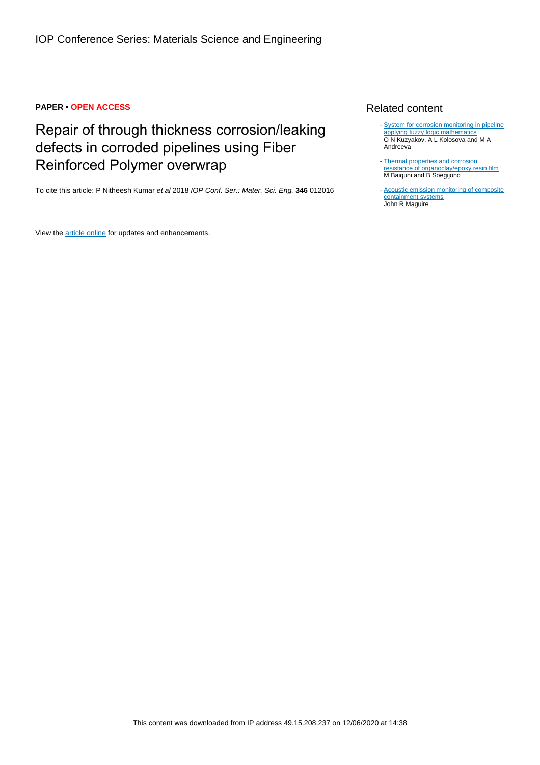**PAPER • OPEN ACCESS**

# Repair of through thickness corrosion/leaking defects in corroded pipelines using Fiber Reinforced Polymer overwrap

To cite this article: P Nitheesh Kumar *et al* 2018 *IOP Conf. Ser.: Mater. Sci. Eng.* **346** 012016

View the article online for updates and enhancements.

## Related content

- System for corrosion monitoring in pipeline applying fuzzy logic mathematics
  O N Kuzyakov, A L Kolosova and M A Andreeva

- Thermal properties and corrosion resistance of organoclay/epoxy resin film
  M Baiquni and B Soegijono

- Acoustic emission monitoring of composite containment systems
  John R Maguire

This content was downloaded from IP address 49.15.208.237 on 12/06/2020 at 14:38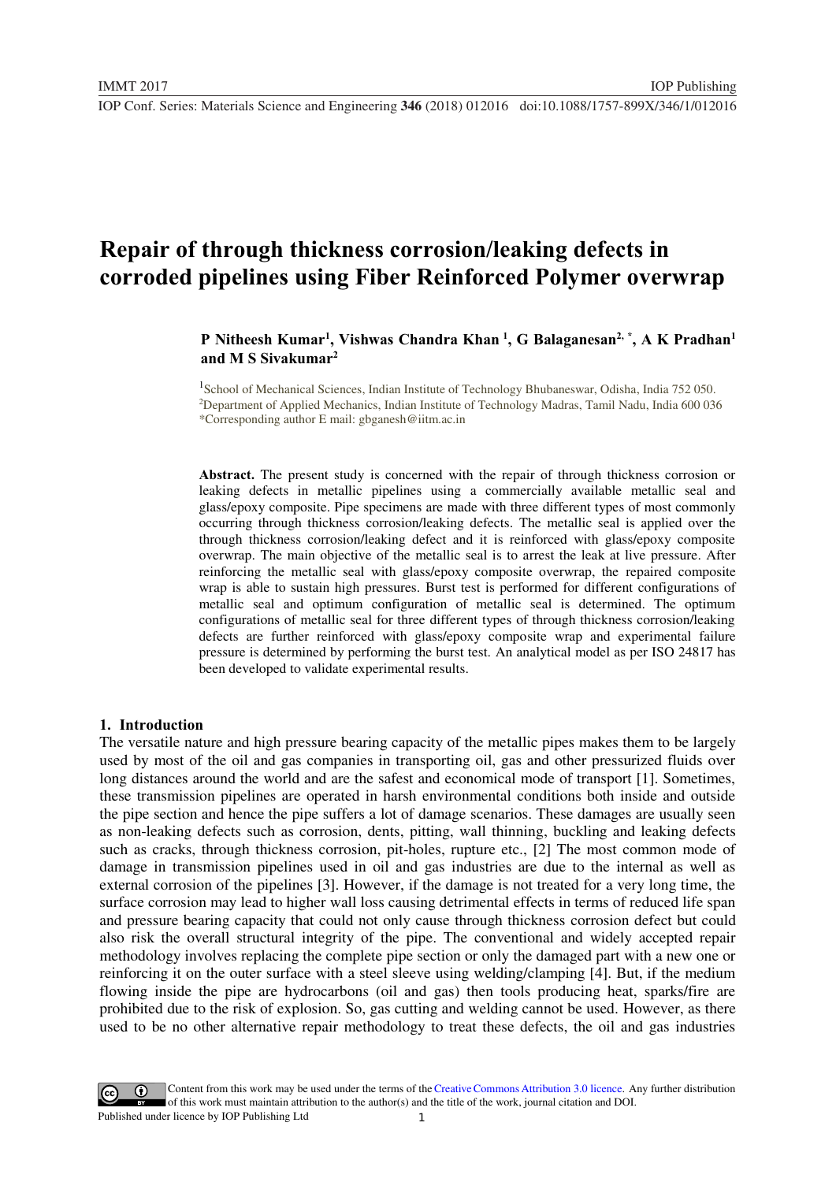# Repair of through thickness corrosion/leaking defects in corroded pipelines using Fiber Reinforced Polymer overwrap

**P Nitheesh Kumar[1], Vishwas Chandra Khan [1], G Balaganesan[2, *], A K Pradhan[1] and M S Sivakumar[2]**

[1]School of Mechanical Sciences, Indian Institute of Technology Bhubaneswar, Odisha, India 752 050.
[2]Department of Applied Mechanics, Indian Institute of Technology Madras, Tamil Nadu, India 600 036
*Corresponding author E mail: gbganesh@iitm.ac.in

**Abstract.** The present study is concerned with the repair of through thickness corrosion or leaking defects in metallic pipelines using a commercially available metallic seal and glass/epoxy composite. Pipe specimens are made with three different types of most commonly occurring through thickness corrosion/leaking defects. The metallic seal is applied over the through thickness corrosion/leaking defect and it is reinforced with glass/epoxy composite overwrap. The main objective of the metallic seal is to arrest the leak at live pressure. After reinforcing the metallic seal with glass/epoxy composite overwrap, the repaired composite wrap is able to sustain high pressures. Burst test is performed for different configurations of metallic seal and optimum configuration of metallic seal is determined. The optimum configurations of metallic seal for three different types of through thickness corrosion/leaking defects are further reinforced with glass/epoxy composite wrap and experimental failure pressure is determined by performing the burst test. An analytical model as per ISO 24817 has been developed to validate experimental results.

## 1. Introduction

The versatile nature and high pressure bearing capacity of the metallic pipes makes them to be largely used by most of the oil and gas companies in transporting oil, gas and other pressurized fluids over long distances around the world and are the safest and economical mode of transport [1]. Sometimes, these transmission pipelines are operated in harsh environmental conditions both inside and outside the pipe section and hence the pipe suffers a lot of damage scenarios. These damages are usually seen as non-leaking defects such as corrosion, dents, pitting, wall thinning, buckling and leaking defects such as cracks, through thickness corrosion, pit-holes, rupture etc., [2] The most common mode of damage in transmission pipelines used in oil and gas industries are due to the internal as well as external corrosion of the pipelines [3]. However, if the damage is not treated for a very long time, the surface corrosion may lead to higher wall loss causing detrimental effects in terms of reduced life span and pressure bearing capacity that could not only cause through thickness corrosion defect but could also risk the overall structural integrity of the pipe. The conventional and widely accepted repair methodology involves replacing the complete pipe section or only the damaged part with a new one or reinforcing it on the outer surface with a steel sleeve using welding/clamping [4]. But, if the medium flowing inside the pipe are hydrocarbons (oil and gas) then tools producing heat, sparks/fire are prohibited due to the risk of explosion. So, gas cutting and welding cannot be used. However, as there used to be no other alternative repair methodology to treat these defects, the oil and gas industries

Content from this work may be used under the terms of the Creative Commons Attribution 3.0 licence. Any further distribution of this work must maintain attribution to the author(s) and the title of the work, journal citation and DOI.
Published under licence by IOP Publishing Ltd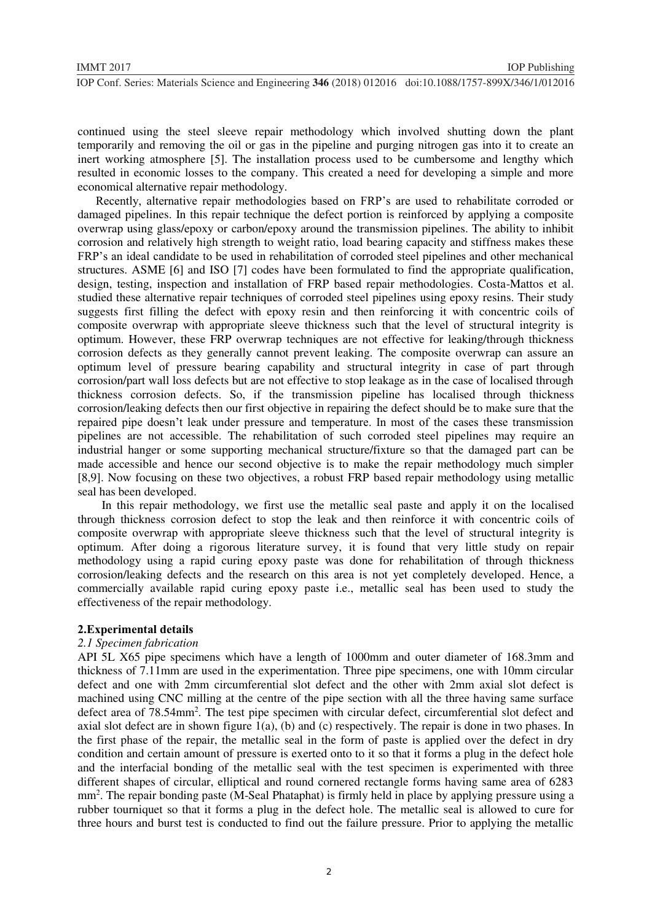continued using the steel sleeve repair methodology which involved shutting down the plant temporarily and removing the oil or gas in the pipeline and purging nitrogen gas into it to create an inert working atmosphere [5]. The installation process used to be cumbersome and lengthy which resulted in economic losses to the company. This created a need for developing a simple and more economical alternative repair methodology.

Recently, alternative repair methodologies based on FRP's are used to rehabilitate corroded or damaged pipelines. In this repair technique the defect portion is reinforced by applying a composite overwrap using glass/epoxy or carbon/epoxy around the transmission pipelines. The ability to inhibit corrosion and relatively high strength to weight ratio, load bearing capacity and stiffness makes these FRP's an ideal candidate to be used in rehabilitation of corroded steel pipelines and other mechanical structures. ASME [6] and ISO [7] codes have been formulated to find the appropriate qualification, design, testing, inspection and installation of FRP based repair methodologies. Costa-Mattos et al. studied these alternative repair techniques of corroded steel pipelines using epoxy resins. Their study suggests first filling the defect with epoxy resin and then reinforcing it with concentric coils of composite overwrap with appropriate sleeve thickness such that the level of structural integrity is optimum. However, these FRP overwrap techniques are not effective for leaking/through thickness corrosion defects as they generally cannot prevent leaking. The composite overwrap can assure an optimum level of pressure bearing capability and structural integrity in case of part through corrosion/part wall loss defects but are not effective to stop leakage as in the case of localised through thickness corrosion defects. So, if the transmission pipeline has localised through thickness corrosion/leaking defects then our first objective in repairing the defect should be to make sure that the repaired pipe doesn't leak under pressure and temperature. In most of the cases these transmission pipelines are not accessible. The rehabilitation of such corroded steel pipelines may require an industrial hanger or some supporting mechanical structure/fixture so that the damaged part can be made accessible and hence our second objective is to make the repair methodology much simpler [8,9]. Now focusing on these two objectives, a robust FRP based repair methodology using metallic seal has been developed.

In this repair methodology, we first use the metallic seal paste and apply it on the localised through thickness corrosion defect to stop the leak and then reinforce it with concentric coils of composite overwrap with appropriate sleeve thickness such that the level of structural integrity is optimum. After doing a rigorous literature survey, it is found that very little study on repair methodology using a rapid curing epoxy paste was done for rehabilitation of through thickness corrosion/leaking defects and the research on this area is not yet completely developed. Hence, a commercially available rapid curing epoxy paste i.e., metallic seal has been used to study the effectiveness of the repair methodology.

## 2. Experimental details

### 2.1 Specimen fabrication

API 5L X65 pipe specimens which have a length of 1000mm and outer diameter of 168.3mm and thickness of 7.11mm are used in the experimentation. Three pipe specimens, one with 10mm circular defect and one with 2mm circumferential slot defect and the other with 2mm axial slot defect is machined using CNC milling at the centre of the pipe section with all the three having same surface defect area of 78.54mm$^2$. The test pipe specimen with circular defect, circumferential slot defect and axial slot defect are in shown figure 1(a), (b) and (c) respectively. The repair is done in two phases. In the first phase of the repair, the metallic seal in the form of paste is applied over the defect in dry condition and certain amount of pressure is exerted onto to it so that it forms a plug in the defect hole and the interfacial bonding of the metallic seal with the test specimen is experimented with three different shapes of circular, elliptical and round cornered rectangle forms having same area of 6283 mm$^2$. The repair bonding paste (M-Seal Phataphat) is firmly held in place by applying pressure using a rubber tourniquet so that it forms a plug in the defect hole. The metallic seal is allowed to cure for three hours and burst test is conducted to find out the failure pressure. Prior to applying the metallic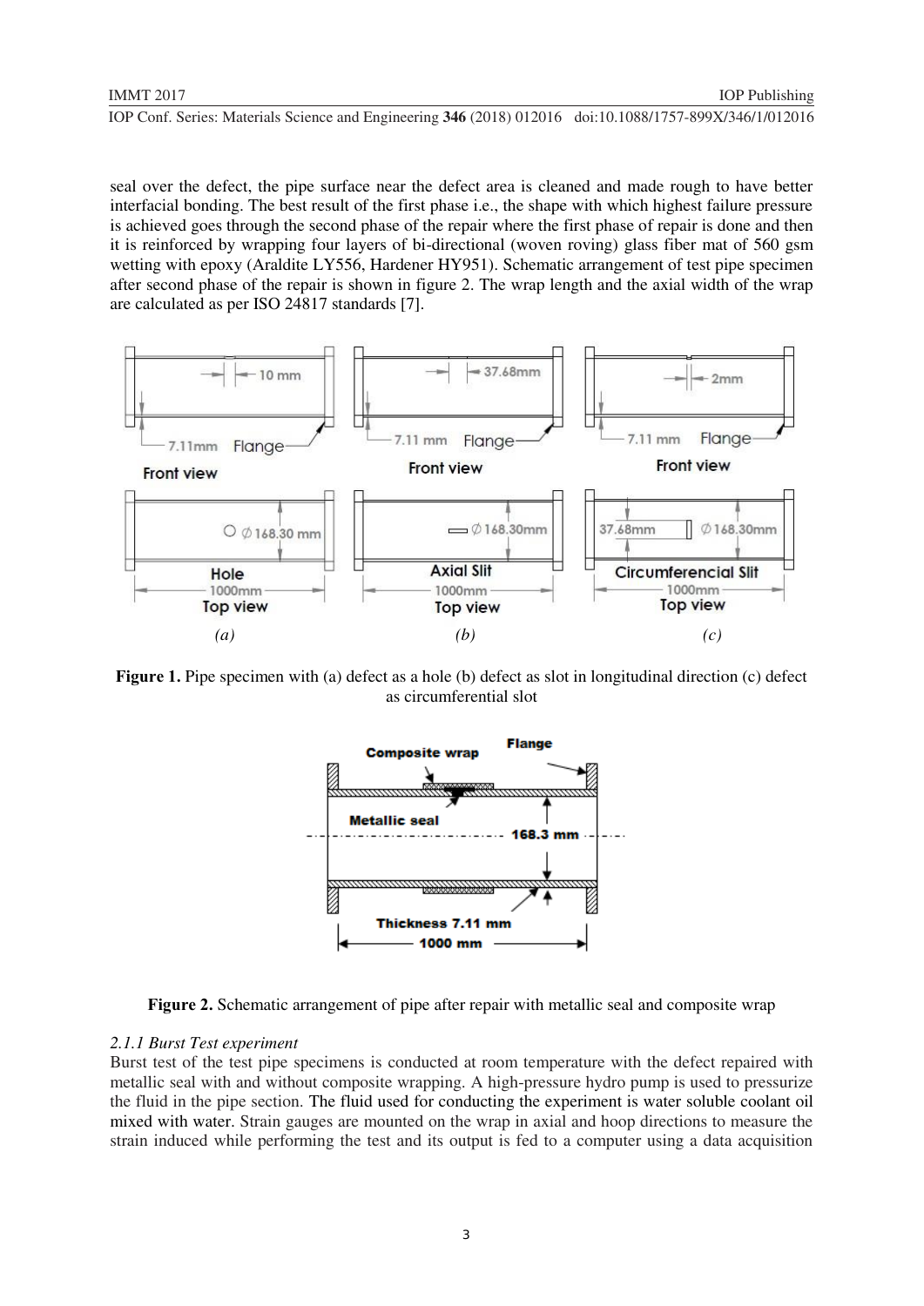seal over the defect, the pipe surface near the defect area is cleaned and made rough to have better interfacial bonding. The best result of the first phase i.e., the shape with which highest failure pressure is achieved goes through the second phase of the repair where the first phase of repair is done and then it is reinforced by wrapping four layers of bi-directional (woven roving) glass fiber mat of 560 gsm wetting with epoxy (Araldite LY556, Hardener HY951). Schematic arrangement of test pipe specimen after second phase of the repair is shown in figure 2. The wrap length and the axial width of the wrap are calculated as per ISO 24817 standards [7].

**Figure 1.** Pipe specimen with (a) defect as a hole (b) defect as slot in longitudinal direction (c) defect as circumferential slot

**Figure 2.** Schematic arrangement of pipe after repair with metallic seal and composite wrap

#### *2.1.1 Burst Test experiment*

Burst test of the test pipe specimens is conducted at room temperature with the defect repaired with metallic seal with and without composite wrapping. A high-pressure hydro pump is used to pressurize the fluid in the pipe section. The fluid used for conducting the experiment is water soluble coolant oil mixed with water. Strain gauges are mounted on the wrap in axial and hoop directions to measure the strain induced while performing the test and its output is fed to a computer using a data acquisition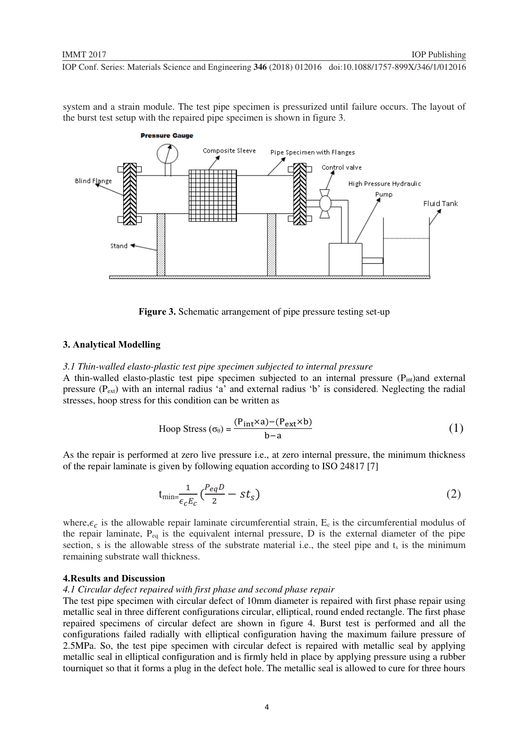system and a strain module. The test pipe specimen is pressurized until failure occurs. The layout of the burst test setup with the repaired pipe specimen is shown in figure 3.

**Figure 3.** Schematic arrangement of pipe pressure testing set-up

## 3. Analytical Modelling

### *3.1 Thin-walled elasto-plastic test pipe specimen subjected to internal pressure*

A thin-walled elasto-plastic test pipe specimen subjected to an internal pressure ($P_{int}$)and external pressure ($P_{ext}$) with an internal radius 'a' and external radius 'b' is considered. Neglecting the radial stresses, hoop stress for this condition can be written as

$$\text{Hoop Stress } (\sigma_\theta) = \frac{(P_{int} \times a) - (P_{ext} \times b)}{b - a} \tag{1}$$

As the repair is performed at zero live pressure i.e., at zero internal pressure, the minimum thickness of the repair laminate is given by following equation according to ISO 24817 [7]

$$t_{min} = \frac{1}{\epsilon_c E_c}\left(\frac{P_{eq} D}{2} - s t_s\right) \tag{2}$$

where, $\epsilon_c$ is the allowable repair laminate circumferential strain, $E_c$ is the circumferential modulus of the repair laminate, $P_{eq}$ is the equivalent internal pressure, D is the external diameter of the pipe section, s is the allowable stress of the substrate material i.e., the steel pipe and $t_s$ is the minimum remaining substrate wall thickness.

## 4.Results and Discussion

### *4.1 Circular defect repaired with first phase and second phase repair*

The test pipe specimen with circular defect of 10mm diameter is repaired with first phase repair using metallic seal in three different configurations circular, elliptical, round ended rectangle. The first phase repaired specimens of circular defect are shown in figure 4. Burst test is performed and all the configurations failed radially with elliptical configuration having the maximum failure pressure of 2.5MPa. So, the test pipe specimen with circular defect is repaired with metallic seal by applying metallic seal in elliptical configuration and is firmly held in place by applying pressure using a rubber tourniquet so that it forms a plug in the defect hole. The metallic seal is allowed to cure for three hours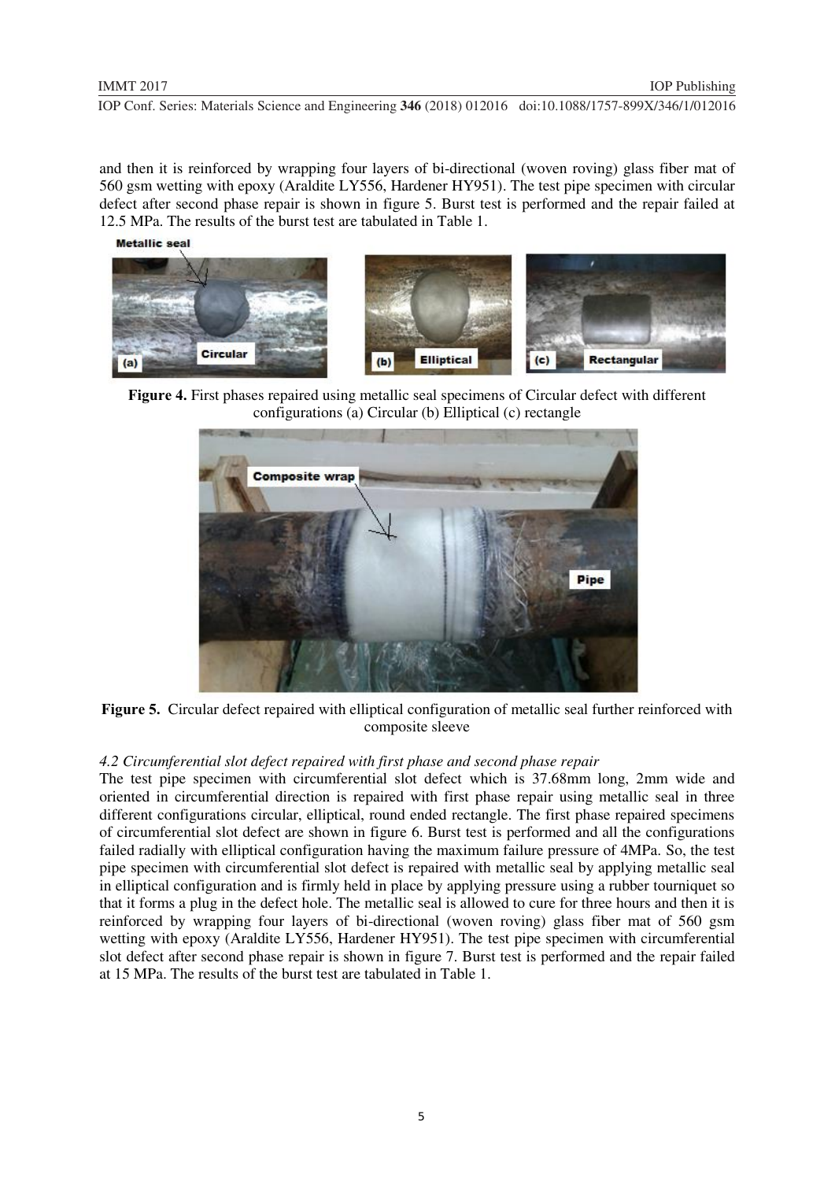and then it is reinforced by wrapping four layers of bi-directional (woven roving) glass fiber mat of 560 gsm wetting with epoxy (Araldite LY556, Hardener HY951). The test pipe specimen with circular defect after second phase repair is shown in figure 5. Burst test is performed and the repair failed at 12.5 MPa. The results of the burst test are tabulated in Table 1.

**Figure 4.** First phases repaired using metallic seal specimens of Circular defect with different configurations (a) Circular (b) Elliptical (c) rectangle

**Figure 5.** Circular defect repaired with elliptical configuration of metallic seal further reinforced with composite sleeve

### *4.2 Circumferential slot defect repaired with first phase and second phase repair*

The test pipe specimen with circumferential slot defect which is 37.68mm long, 2mm wide and oriented in circumferential direction is repaired with first phase repair using metallic seal in three different configurations circular, elliptical, round ended rectangle. The first phase repaired specimens of circumferential slot defect are shown in figure 6. Burst test is performed and all the configurations failed radially with elliptical configuration having the maximum failure pressure of 4MPa. So, the test pipe specimen with circumferential slot defect is repaired with metallic seal by applying metallic seal in elliptical configuration and is firmly held in place by applying pressure using a rubber tourniquet so that it forms a plug in the defect hole. The metallic seal is allowed to cure for three hours and then it is reinforced by wrapping four layers of bi-directional (woven roving) glass fiber mat of 560 gsm wetting with epoxy (Araldite LY556, Hardener HY951). The test pipe specimen with circumferential slot defect after second phase repair is shown in figure 7. Burst test is performed and the repair failed at 15 MPa. The results of the burst test are tabulated in Table 1.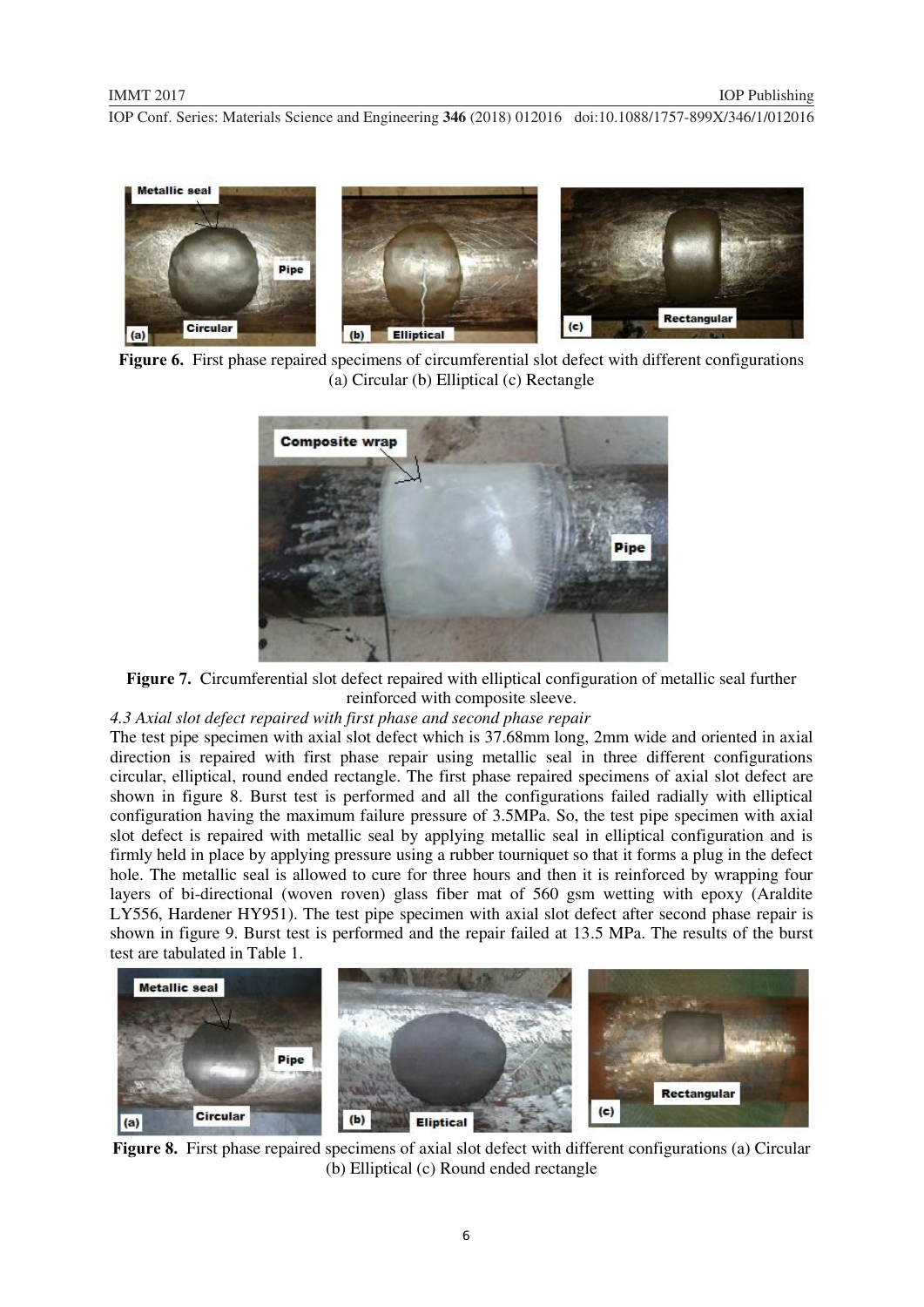**Figure 6.** First phase repaired specimens of circumferential slot defect with different configurations (a) Circular (b) Elliptical (c) Rectangle

**Figure 7.** Circumferential slot defect repaired with elliptical configuration of metallic seal further reinforced with composite sleeve.

*4.3 Axial slot defect repaired with first phase and second phase repair*

The test pipe specimen with axial slot defect which is 37.68mm long, 2mm wide and oriented in axial direction is repaired with first phase repair using metallic seal in three different configurations circular, elliptical, round ended rectangle. The first phase repaired specimens of axial slot defect are shown in figure 8. Burst test is performed and all the configurations failed radially with elliptical configuration having the maximum failure pressure of 3.5MPa. So, the test pipe specimen with axial slot defect is repaired with metallic seal by applying metallic seal in elliptical configuration and is firmly held in place by applying pressure using a rubber tourniquet so that it forms a plug in the defect hole. The metallic seal is allowed to cure for three hours and then it is reinforced by wrapping four layers of bi-directional (woven roven) glass fiber mat of 560 gsm wetting with epoxy (Araldite LY556, Hardener HY951). The test pipe specimen with axial slot defect after second phase repair is shown in figure 9. Burst test is performed and the repair failed at 13.5 MPa. The results of the burst test are tabulated in Table 1.

**Figure 8.** First phase repaired specimens of axial slot defect with different configurations (a) Circular (b) Elliptical (c) Round ended rectangle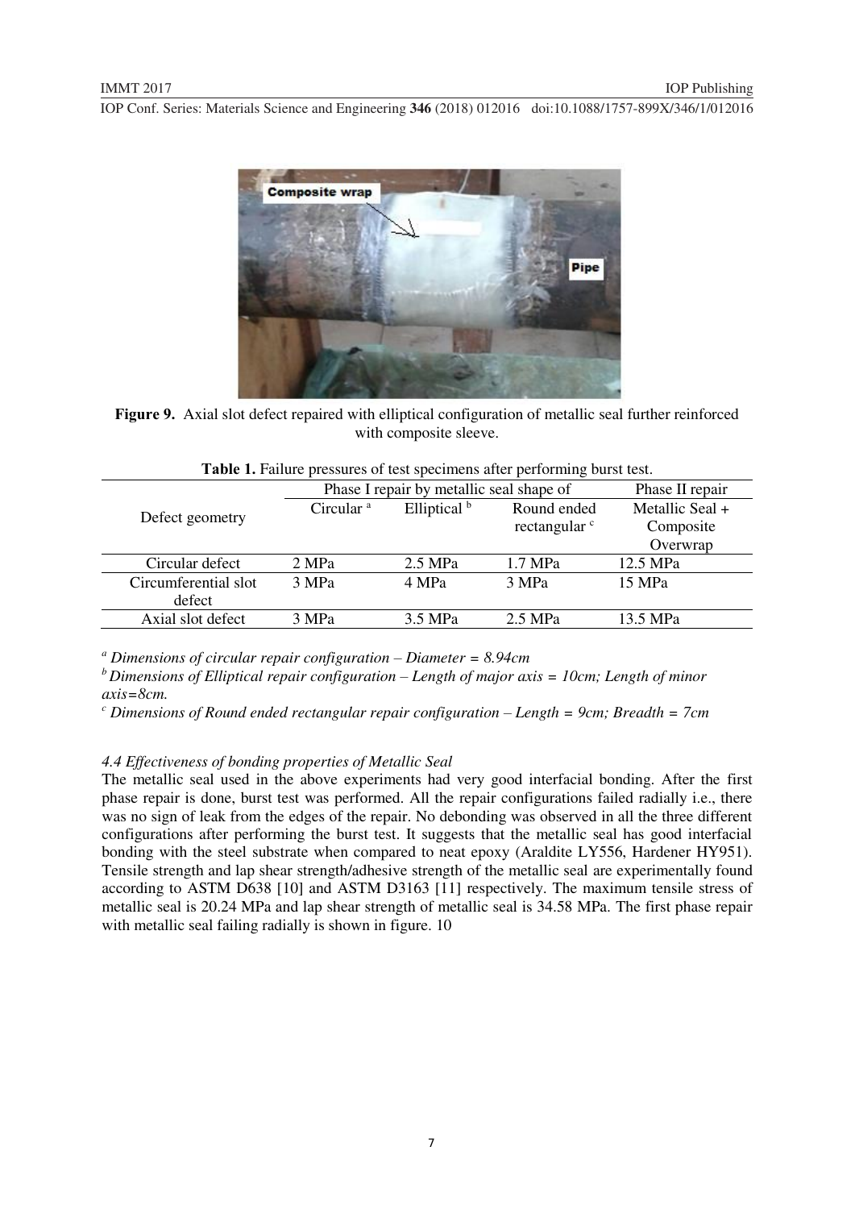**Figure 9.** Axial slot defect repaired with elliptical configuration of metallic seal further reinforced with composite sleeve.

**Table 1.** Failure pressures of test specimens after performing burst test.

| Defect geometry | Phase I repair by metallic seal shape of | | | Phase II repair |
|---|---|---|---|---|
| | Circular [a] | Elliptical [b] | Round ended rectangular [c] | Metallic Seal + Composite Overwrap |
| Circular defect | 2 MPa | 2.5 MPa | 1.7 MPa | 12.5 MPa |
| Circumferential slot defect | 3 MPa | 4 MPa | 3 MPa | 15 MPa |
| Axial slot defect | 3 MPa | 3.5 MPa | 2.5 MPa | 13.5 MPa |

[a] *Dimensions of circular repair configuration – Diameter = 8.94cm*

[b] *Dimensions of Elliptical repair configuration – Length of major axis = 10cm; Length of minor axis=8cm.*

[c] *Dimensions of Round ended rectangular repair configuration – Length = 9cm; Breadth = 7cm*

### *4.4 Effectiveness of bonding properties of Metallic Seal*

The metallic seal used in the above experiments had very good interfacial bonding. After the first phase repair is done, burst test was performed. All the repair configurations failed radially i.e., there was no sign of leak from the edges of the repair. No debonding was observed in all the three different configurations after performing the burst test. It suggests that the metallic seal has good interfacial bonding with the steel substrate when compared to neat epoxy (Araldite LY556, Hardener HY951). Tensile strength and lap shear strength/adhesive strength of the metallic seal are experimentally found according to ASTM D638 [10] and ASTM D3163 [11] respectively. The maximum tensile stress of metallic seal is 20.24 MPa and lap shear strength of metallic seal is 34.58 MPa. The first phase repair with metallic seal failing radially is shown in figure. 10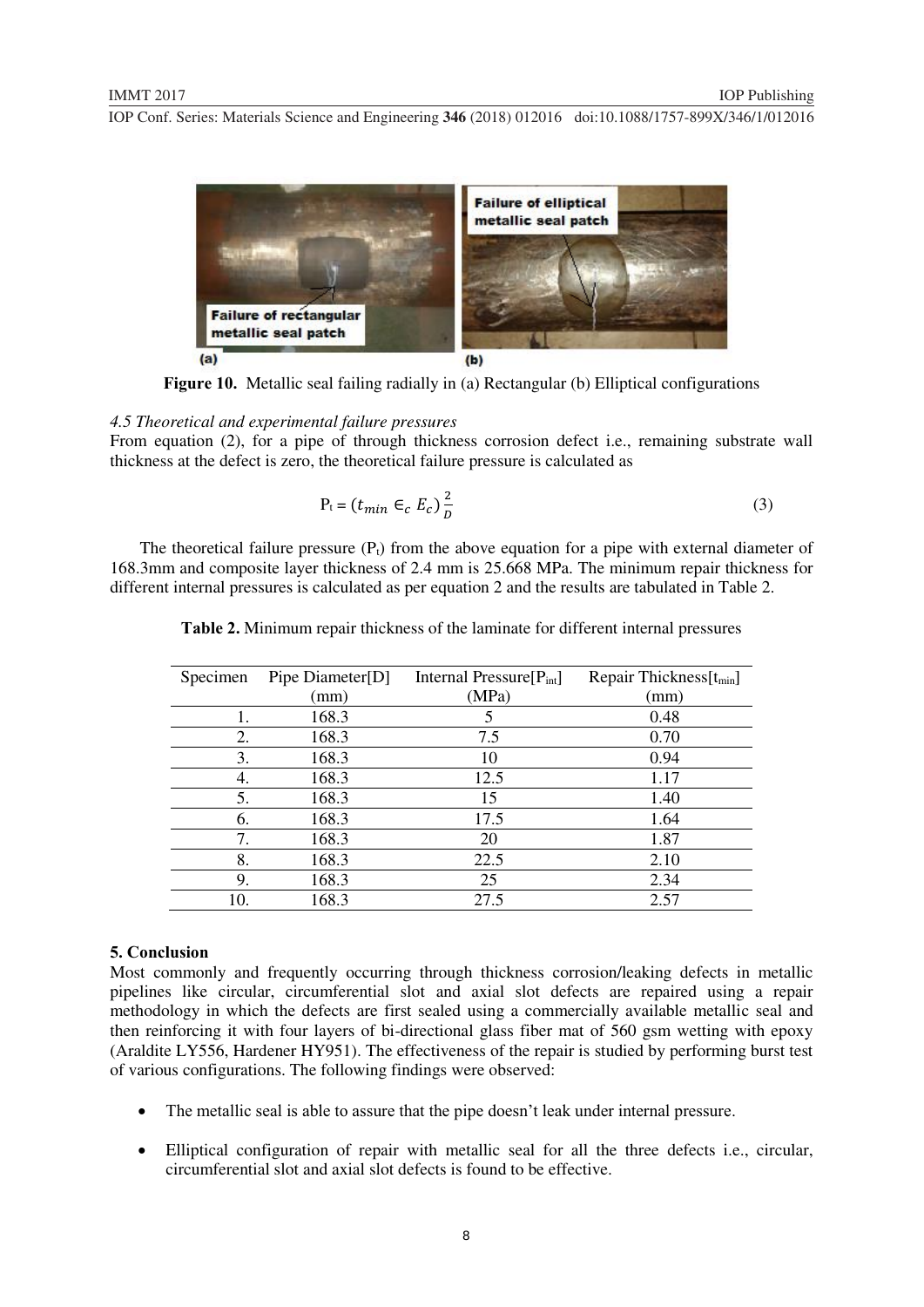**Figure 10.** Metallic seal failing radially in (a) Rectangular (b) Elliptical configurations

*4.5 Theoretical and experimental failure pressures*

From equation (2), for a pipe of through thickness corrosion defect i.e., remaining substrate wall thickness at the defect is zero, the theoretical failure pressure is calculated as

$$P_t = (t_{min} \in_c E_c)\frac{2}{D} \tag{3}$$

The theoretical failure pressure ($P_t$) from the above equation for a pipe with external diameter of 168.3mm and composite layer thickness of 2.4 mm is 25.668 MPa. The minimum repair thickness for different internal pressures is calculated as per equation 2 and the results are tabulated in Table 2.

**Table 2.** Minimum repair thickness of the laminate for different internal pressures

| Specimen | Pipe Diameter[D] (mm) | Internal Pressure[$P_{int}$] (MPa) | Repair Thickness[$t_{min}$] (mm) |
|---|---|---|---|
| 1. | 168.3 | 5 | 0.48 |
| 2. | 168.3 | 7.5 | 0.70 |
| 3. | 168.3 | 10 | 0.94 |
| 4. | 168.3 | 12.5 | 1.17 |
| 5. | 168.3 | 15 | 1.40 |
| 6. | 168.3 | 17.5 | 1.64 |
| 7. | 168.3 | 20 | 1.87 |
| 8. | 168.3 | 22.5 | 2.10 |
| 9. | 168.3 | 25 | 2.34 |
| 10. | 168.3 | 27.5 | 2.57 |

## 5. Conclusion

Most commonly and frequently occurring through thickness corrosion/leaking defects in metallic pipelines like circular, circumferential slot and axial slot defects are repaired using a repair methodology in which the defects are first sealed using a commercially available metallic seal and then reinforcing it with four layers of bi-directional glass fiber mat of 560 gsm wetting with epoxy (Araldite LY556, Hardener HY951). The effectiveness of the repair is studied by performing burst test of various configurations. The following findings were observed:

- The metallic seal is able to assure that the pipe doesn't leak under internal pressure.
- Elliptical configuration of repair with metallic seal for all the three defects i.e., circular, circumferential slot and axial slot defects is found to be effective.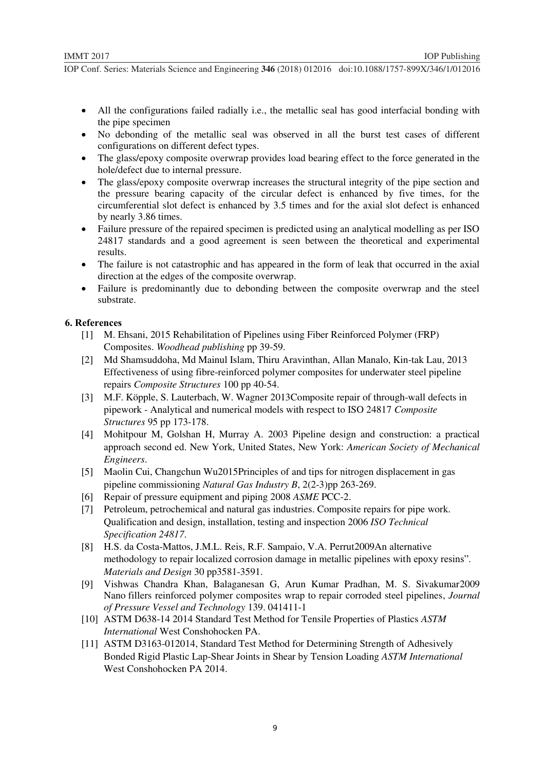- All the configurations failed radially i.e., the metallic seal has good interfacial bonding with the pipe specimen
- No debonding of the metallic seal was observed in all the burst test cases of different configurations on different defect types.
- The glass/epoxy composite overwrap provides load bearing effect to the force generated in the hole/defect due to internal pressure.
- The glass/epoxy composite overwrap increases the structural integrity of the pipe section and the pressure bearing capacity of the circular defect is enhanced by five times, for the circumferential slot defect is enhanced by 3.5 times and for the axial slot defect is enhanced by nearly 3.86 times.
- Failure pressure of the repaired specimen is predicted using an analytical modelling as per ISO 24817 standards and a good agreement is seen between the theoretical and experimental results.
- The failure is not catastrophic and has appeared in the form of leak that occurred in the axial direction at the edges of the composite overwrap.
- Failure is predominantly due to debonding between the composite overwrap and the steel substrate.

## 6. References

[1] M. Ehsani, 2015 Rehabilitation of Pipelines using Fiber Reinforced Polymer (FRP) Composites. *Woodhead publishing* pp 39-59.

[2] Md Shamsuddoha, Md Mainul Islam, Thiru Aravinthan, Allan Manalo, Kin-tak Lau, 2013 Effectiveness of using fibre-reinforced polymer composites for underwater steel pipeline repairs *Composite Structures* 100 pp 40-54.

[3] M.F. Köpple, S. Lauterbach, W. Wagner 2013Composite repair of through-wall defects in pipework - Analytical and numerical models with respect to ISO 24817 *Composite Structures* 95 pp 173-178.

[4] Mohitpour M, Golshan H, Murray A. 2003 Pipeline design and construction: a practical approach second ed. New York, United States, New York: *American Society of Mechanical Engineers*.

[5] Maolin Cui, Changchun Wu2015Principles of and tips for nitrogen displacement in gas pipeline commissioning *Natural Gas Industry B*, 2(2-3)pp 263-269.

[6] Repair of pressure equipment and piping 2008 *ASME* PCC-2.

[7] Petroleum, petrochemical and natural gas industries. Composite repairs for pipe work. Qualification and design, installation, testing and inspection 2006 *ISO Technical Specification 24817*.

[8] H.S. da Costa-Mattos, J.M.L. Reis, R.F. Sampaio, V.A. Perrut2009An alternative methodology to repair localized corrosion damage in metallic pipelines with epoxy resins". *Materials and Design* 30 pp3581-3591.

[9] Vishwas Chandra Khan, Balaganesan G, Arun Kumar Pradhan, M. S. Sivakumar2009 Nano fillers reinforced polymer composites wrap to repair corroded steel pipelines, *Journal of Pressure Vessel and Technology* 139. 041411-1

[10] ASTM D638-14 2014 Standard Test Method for Tensile Properties of Plastics *ASTM International* West Conshohocken PA.

[11] ASTM D3163-012014, Standard Test Method for Determining Strength of Adhesively Bonded Rigid Plastic Lap-Shear Joints in Shear by Tension Loading *ASTM International* West Conshohocken PA 2014.